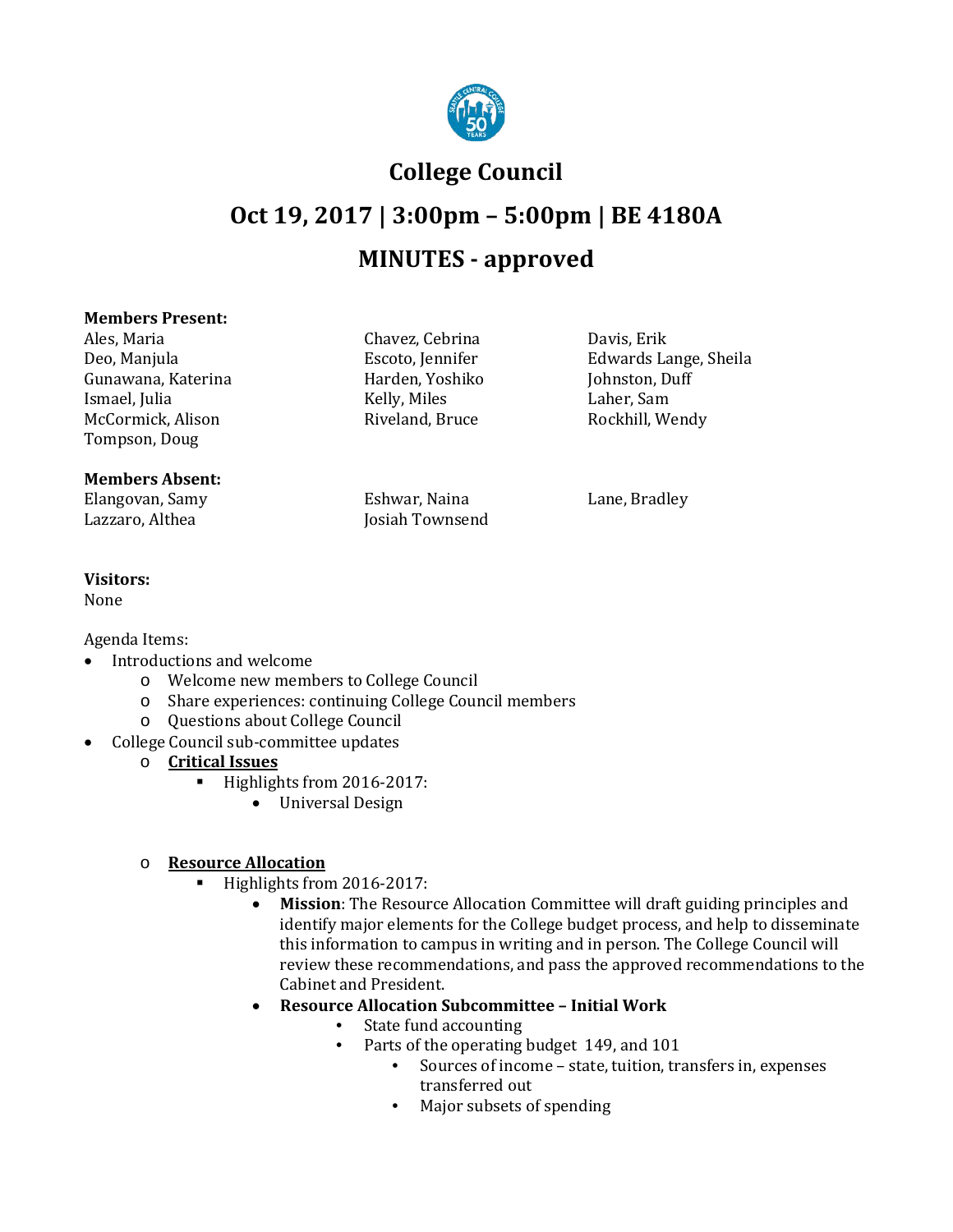# College Council

## Oct 19, 2017 | 3:00pm – 5:00pm | BE 4180A

## MINUTES - approved

**Members Present:**

Ales, Maria
Chavez, Cebrina
Davis, Erik
Deo, Manjula
Escoto, Jennifer
Edwards Lange, Sheila
Gunawana, Katerina
Harden, Yoshiko
Johnston, Duff
Ismael, Julia
Kelly, Miles
Laher, Sam
McCormick, Alison
Riveland, Bruce
Rockhill, Wendy
Tompson, Doug

**Members Absent:**

Elangovan, Samy
Eshwar, Naina
Lane, Bradley
Lazzaro, Althea
Josiah Townsend

**Visitors:**

None

Agenda Items:

- Introductions and welcome
  - Welcome new members to College Council
  - Share experiences: continuing College Council members
  - Questions about College Council
- College Council sub-committee updates
  - **Critical Issues**
    - Highlights from 2016-2017:
      - Universal Design
  - **Resource Allocation**
    - Highlights from 2016-2017:
      - **Mission**: The Resource Allocation Committee will draft guiding principles and identify major elements for the College budget process, and help to disseminate this information to campus in writing and in person. The College Council will review these recommendations, and pass the approved recommendations to the Cabinet and President.
      - **Resource Allocation Subcommittee – Initial Work**
        - State fund accounting
        - Parts of the operating budget 149, and 101
          - Sources of income – state, tuition, transfers in, expenses transferred out
          - Major subsets of spending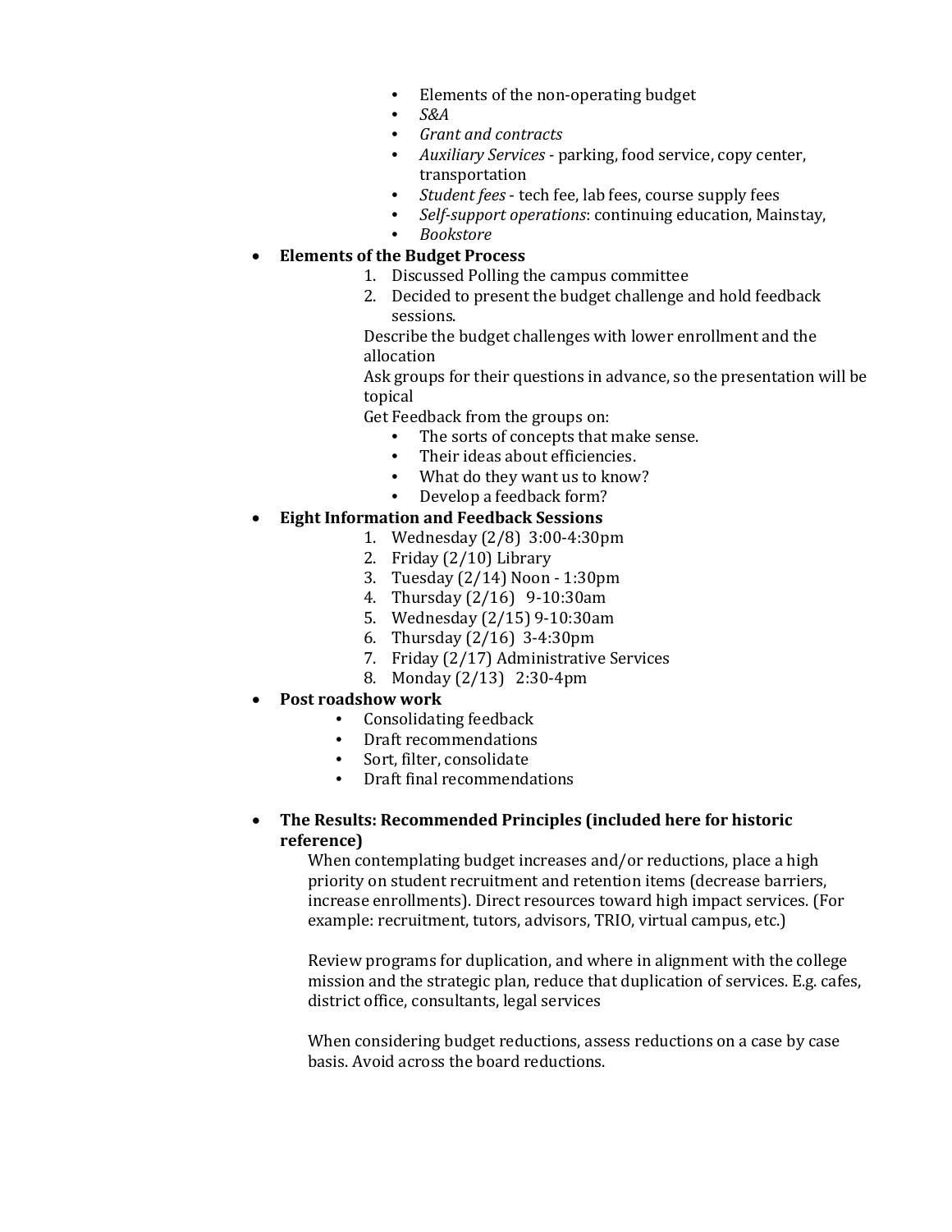- Elements of the non-operating budget
- *S&A*
- *Grant and contracts*
- *Auxiliary Services* - parking, food service, copy center, transportation
- *Student fees* - tech fee, lab fees, course supply fees
- *Self-support operations*: continuing education, Mainstay,
- *Bookstore*

- **Elements of the Budget Process**
  1. Discussed Polling the campus committee
  2. Decided to present the budget challenge and hold feedback sessions.

  Describe the budget challenges with lower enrollment and the allocation

  Ask groups for their questions in advance, so the presentation will be topical

  Get Feedback from the groups on:
  - The sorts of concepts that make sense.
  - Their ideas about efficiencies.
  - What do they want us to know?
  - Develop a feedback form?

- **Eight Information and Feedback Sessions**
  1. Wednesday (2/8) 3:00-4:30pm
  2. Friday (2/10) Library
  3. Tuesday (2/14) Noon - 1:30pm
  4. Thursday (2/16) 9-10:30am
  5. Wednesday (2/15) 9-10:30am
  6. Thursday (2/16) 3-4:30pm
  7. Friday (2/17) Administrative Services
  8. Monday (2/13) 2:30-4pm

- **Post roadshow work**
  - Consolidating feedback
  - Draft recommendations
  - Sort, filter, consolidate
  - Draft final recommendations

- **The Results: Recommended Principles (included here for historic reference)**

  When contemplating budget increases and/or reductions, place a high priority on student recruitment and retention items (decrease barriers, increase enrollments). Direct resources toward high impact services. (For example: recruitment, tutors, advisors, TRIO, virtual campus, etc.)

  Review programs for duplication, and where in alignment with the college mission and the strategic plan, reduce that duplication of services. E.g. cafes, district office, consultants, legal services

  When considering budget reductions, assess reductions on a case by case basis. Avoid across the board reductions.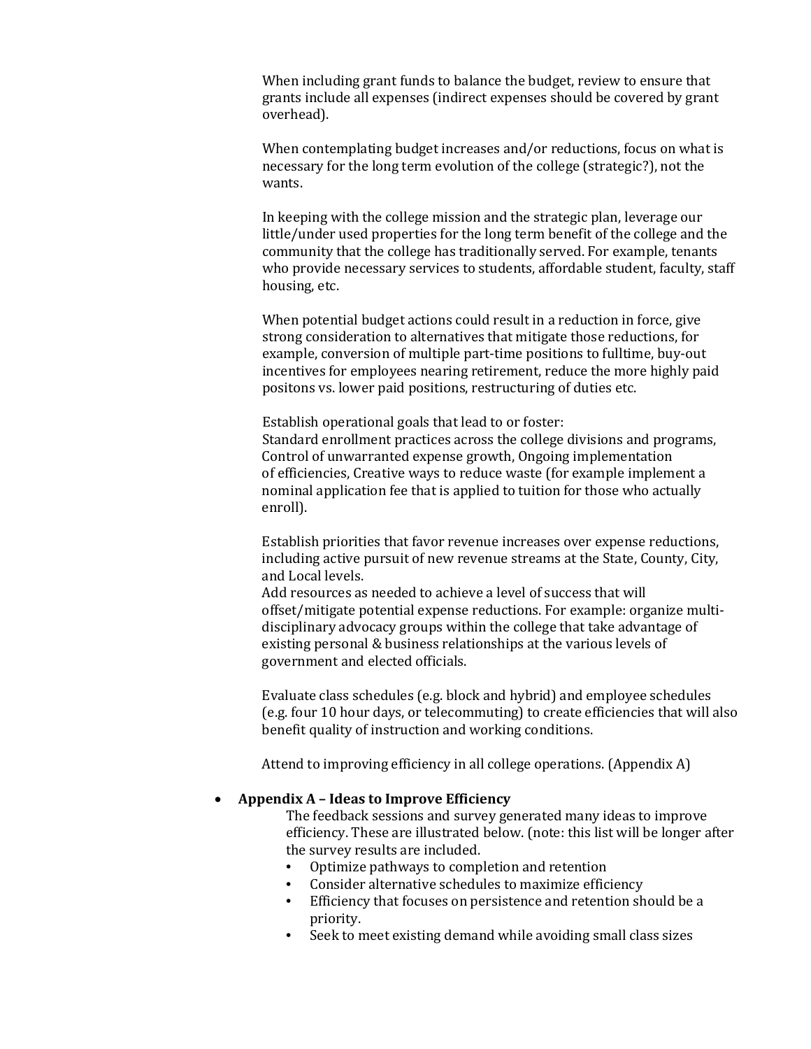When including grant funds to balance the budget, review to ensure that grants include all expenses (indirect expenses should be covered by grant overhead).

When contemplating budget increases and/or reductions, focus on what is necessary for the long term evolution of the college (strategic?), not the wants.

In keeping with the college mission and the strategic plan, leverage our little/under used properties for the long term benefit of the college and the community that the college has traditionally served. For example, tenants who provide necessary services to students, affordable student, faculty, staff housing, etc.

When potential budget actions could result in a reduction in force, give strong consideration to alternatives that mitigate those reductions, for example, conversion of multiple part-time positions to fulltime, buy-out incentives for employees nearing retirement, reduce the more highly paid positons vs. lower paid positions, restructuring of duties etc.

Establish operational goals that lead to or foster:
Standard enrollment practices across the college divisions and programs, Control of unwarranted expense growth, Ongoing implementation of efficiencies, Creative ways to reduce waste (for example implement a nominal application fee that is applied to tuition for those who actually enroll).

Establish priorities that favor revenue increases over expense reductions, including active pursuit of new revenue streams at the State, County, City, and Local levels.
Add resources as needed to achieve a level of success that will offset/mitigate potential expense reductions. For example: organize multi-disciplinary advocacy groups within the college that take advantage of existing personal & business relationships at the various levels of government and elected officials.

Evaluate class schedules (e.g. block and hybrid) and employee schedules (e.g. four 10 hour days, or telecommuting) to create efficiencies that will also benefit quality of instruction and working conditions.

Attend to improving efficiency in all college operations. (Appendix A)

- **Appendix A – Ideas to Improve Efficiency**

  The feedback sessions and survey generated many ideas to improve efficiency. These are illustrated below. (note: this list will be longer after the survey results are included.

  - Optimize pathways to completion and retention
  - Consider alternative schedules to maximize efficiency
  - Efficiency that focuses on persistence and retention should be a priority.
  - Seek to meet existing demand while avoiding small class sizes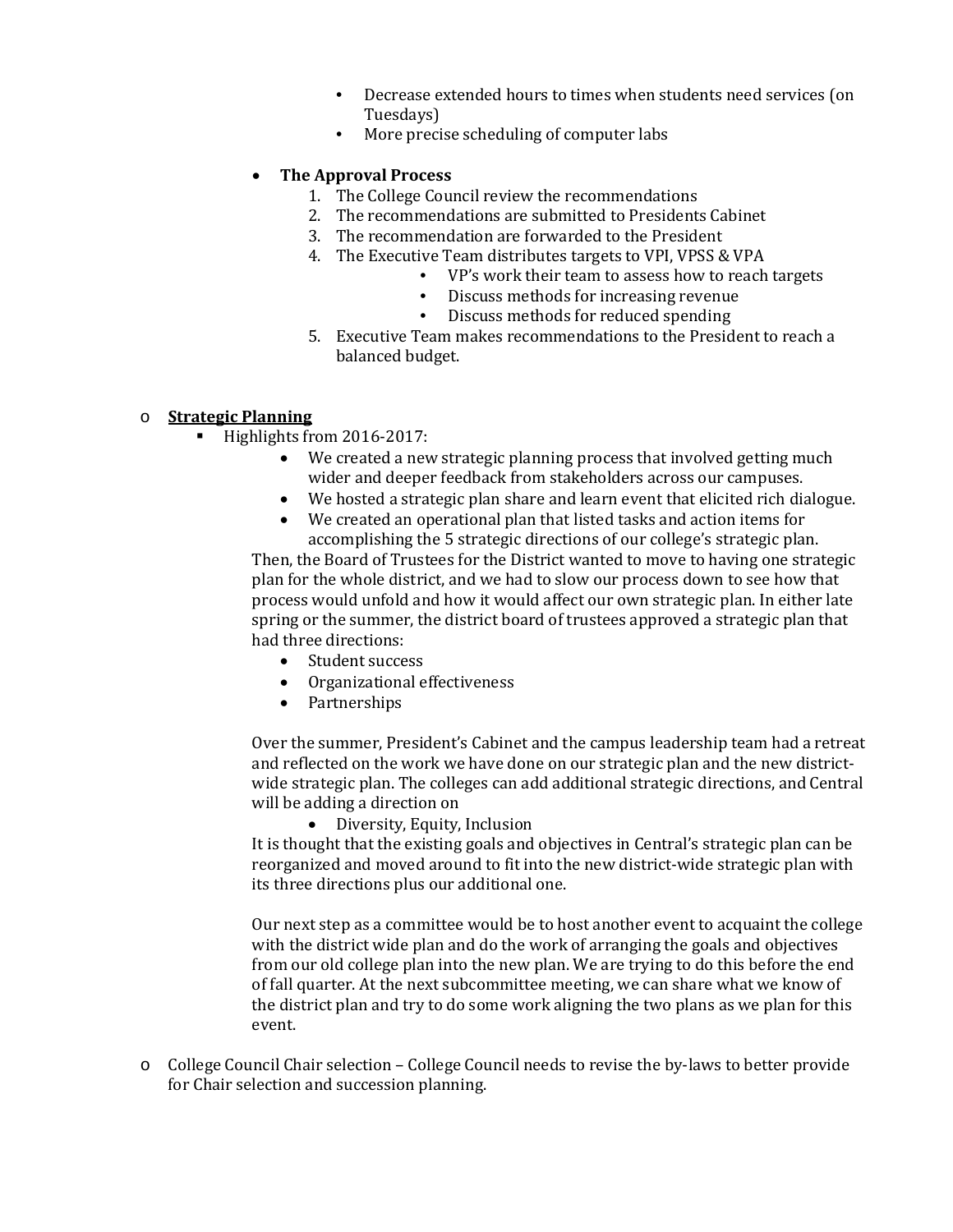- Decrease extended hours to times when students need services (on Tuesdays)
- More precise scheduling of computer labs

- **The Approval Process**
  1. The College Council review the recommendations
  2. The recommendations are submitted to Presidents Cabinet
  3. The recommendation are forwarded to the President
  4. The Executive Team distributes targets to VPI, VPSS & VPA
     - VP's work their team to assess how to reach targets
     - Discuss methods for increasing revenue
     - Discuss methods for reduced spending
  5. Executive Team makes recommendations to the President to reach a balanced budget.

- **Strategic Planning**
  - Highlights from 2016-2017:
    - We created a new strategic planning process that involved getting much wider and deeper feedback from stakeholders across our campuses.
    - We hosted a strategic plan share and learn event that elicited rich dialogue.
    - We created an operational plan that listed tasks and action items for accomplishing the 5 strategic directions of our college's strategic plan.

    Then, the Board of Trustees for the District wanted to move to having one strategic plan for the whole district, and we had to slow our process down to see how that process would unfold and how it would affect our own strategic plan. In either late spring or the summer, the district board of trustees approved a strategic plan that had three directions:

    - Student success
    - Organizational effectiveness
    - Partnerships

    Over the summer, President's Cabinet and the campus leadership team had a retreat and reflected on the work we have done on our strategic plan and the new district-wide strategic plan. The colleges can add additional strategic directions, and Central will be adding a direction on

    - Diversity, Equity, Inclusion

    It is thought that the existing goals and objectives in Central's strategic plan can be reorganized and moved around to fit into the new district-wide strategic plan with its three directions plus our additional one.

    Our next step as a committee would be to host another event to acquaint the college with the district wide plan and do the work of arranging the goals and objectives from our old college plan into the new plan. We are trying to do this before the end of fall quarter. At the next subcommittee meeting, we can share what we know of the district plan and try to do some work aligning the two plans as we plan for this event.

- College Council Chair selection – College Council needs to revise the by-laws to better provide for Chair selection and succession planning.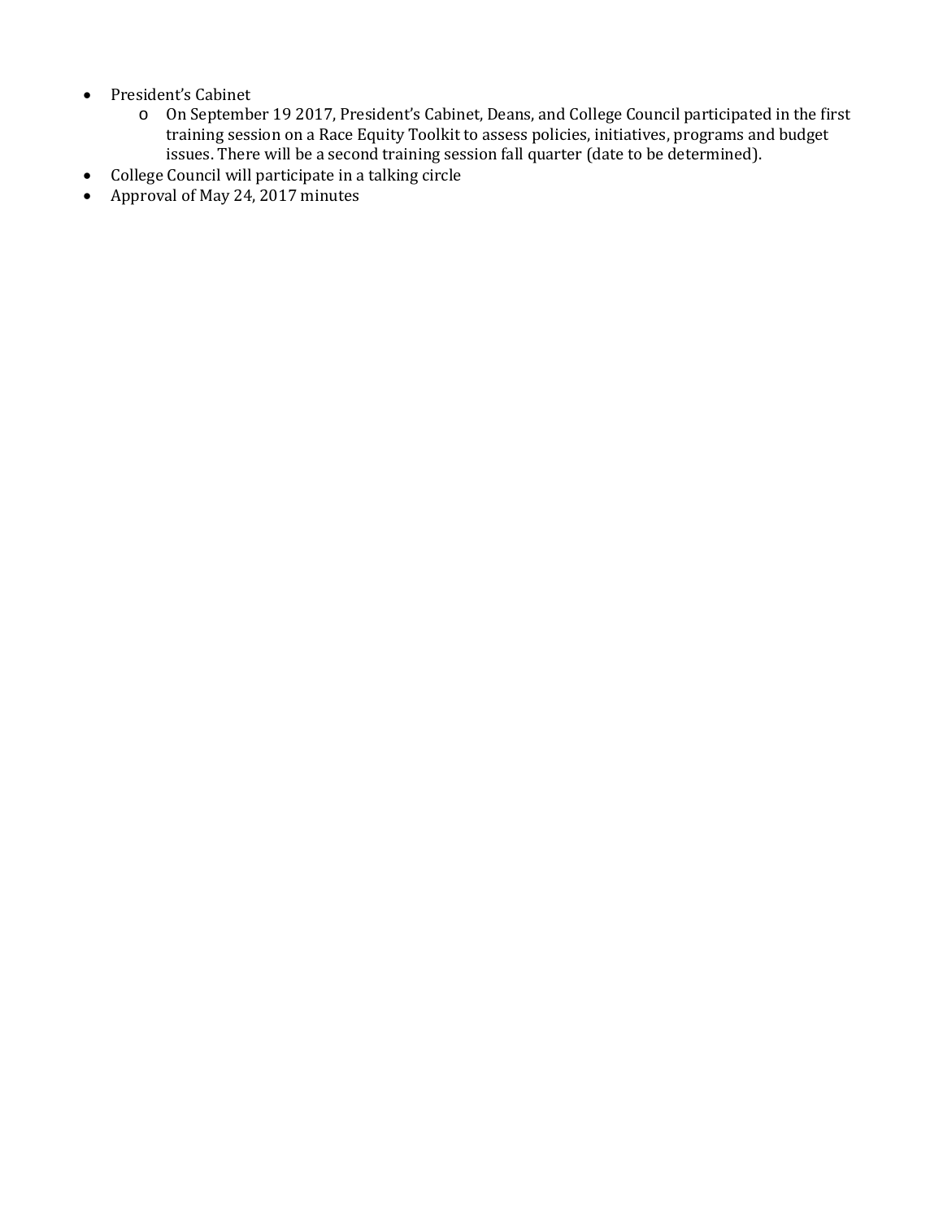- President's Cabinet
    - On September 19 2017, President's Cabinet, Deans, and College Council participated in the first training session on a Race Equity Toolkit to assess policies, initiatives, programs and budget issues. There will be a second training session fall quarter (date to be determined).
- College Council will participate in a talking circle
- Approval of May 24, 2017 minutes